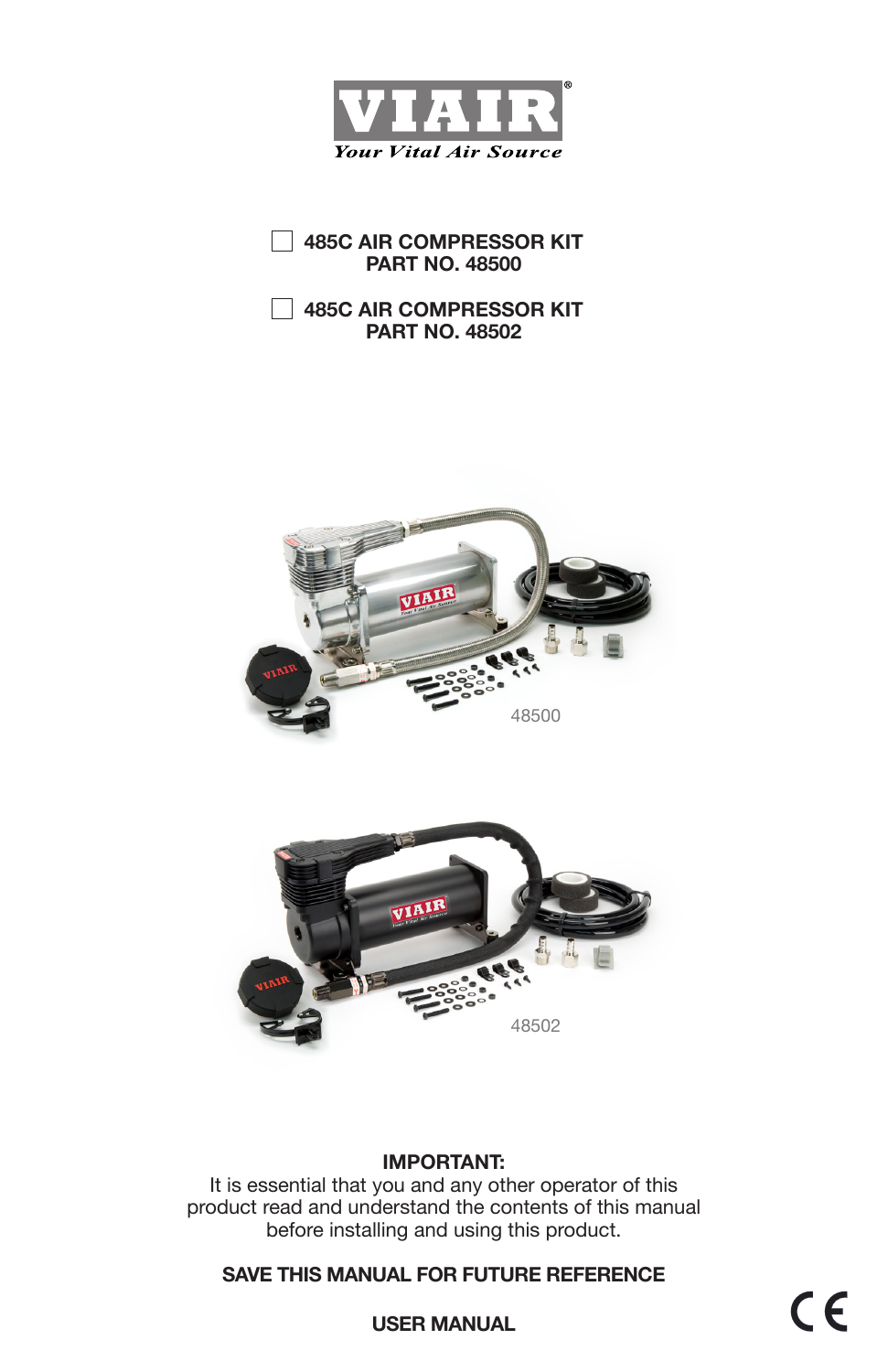VIAIR®

*Your Vital Air Source*

☐ **485C AIR COMPRESSOR KIT**
**PART NO. 48500**

☐ **485C AIR COMPRESSOR KIT**
**PART NO. 48502**

48500

48502

**IMPORTANT:**
It is essential that you and any other operator of this product read and understand the contents of this manual before installing and using this product.

**SAVE THIS MANUAL FOR FUTURE REFERENCE**

**USER MANUAL**

CE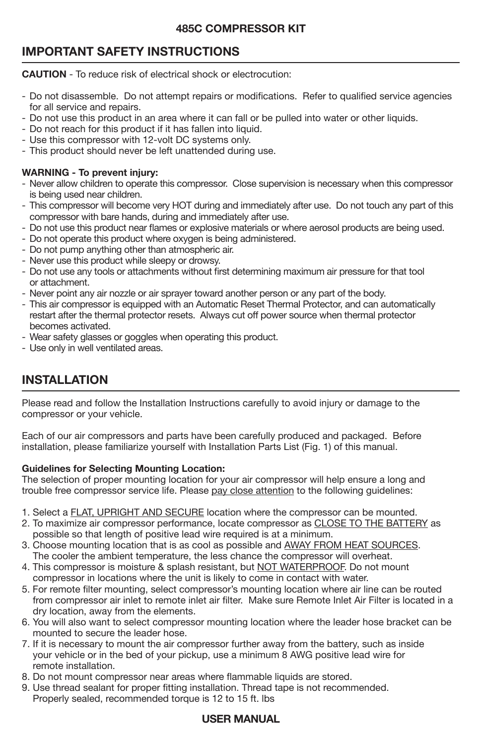**485C COMPRESSOR KIT**

## IMPORTANT SAFETY INSTRUCTIONS

**CAUTION** - To reduce risk of electrical shock or electrocution:

- Do not disassemble. Do not attempt repairs or modifications. Refer to qualified service agencies for all service and repairs.
- Do not use this product in an area where it can fall or be pulled into water or other liquids.
- Do not reach for this product if it has fallen into liquid.
- Use this compressor with 12-volt DC systems only.
- This product should never be left unattended during use.

**WARNING - To prevent injury:**

- Never allow children to operate this compressor. Close supervision is necessary when this compressor is being used near children.
- This compressor will become very HOT during and immediately after use. Do not touch any part of this compressor with bare hands, during and immediately after use.
- Do not use this product near flames or explosive materials or where aerosol products are being used.
- Do not operate this product where oxygen is being administered.
- Do not pump anything other than atmospheric air.
- Never use this product while sleepy or drowsy.
- Do not use any tools or attachments without first determining maximum air pressure for that tool or attachment.
- Never point any air nozzle or air sprayer toward another person or any part of the body.
- This air compressor is equipped with an Automatic Reset Thermal Protector, and can automatically restart after the thermal protector resets. Always cut off power source when thermal protector becomes activated.
- Wear safety glasses or goggles when operating this product.
- Use only in well ventilated areas.

## INSTALLATION

Please read and follow the Installation Instructions carefully to avoid injury or damage to the compressor or your vehicle.

Each of our air compressors and parts have been carefully produced and packaged. Before installation, please familiarize yourself with Installation Parts List (Fig. 1) of this manual.

**Guidelines for Selecting Mounting Location:**
The selection of proper mounting location for your air compressor will help ensure a long and trouble free compressor service life. Please pay close attention to the following guidelines:

1. Select a FLAT, UPRIGHT AND SECURE location where the compressor can be mounted.
2. To maximize air compressor performance, locate compressor as CLOSE TO THE BATTERY as possible so that length of positive lead wire required is at a minimum.
3. Choose mounting location that is as cool as possible and AWAY FROM HEAT SOURCES. The cooler the ambient temperature, the less chance the compressor will overheat.
4. This compressor is moisture & splash resistant, but NOT WATERPROOF. Do not mount compressor in locations where the unit is likely to come in contact with water.
5. For remote filter mounting, select compressor's mounting location where air line can be routed from compressor air inlet to remote inlet air filter. Make sure Remote Inlet Air Filter is located in a dry location, away from the elements.
6. You will also want to select compressor mounting location where the leader hose bracket can be mounted to secure the leader hose.
7. If it is necessary to mount the air compressor further away from the battery, such as inside your vehicle or in the bed of your pickup, use a minimum 8 AWG positive lead wire for remote installation.
8. Do not mount compressor near areas where flammable liquids are stored.
9. Use thread sealant for proper fitting installation. Thread tape is not recommended. Properly sealed, recommended torque is 12 to 15 ft. lbs

**USER MANUAL**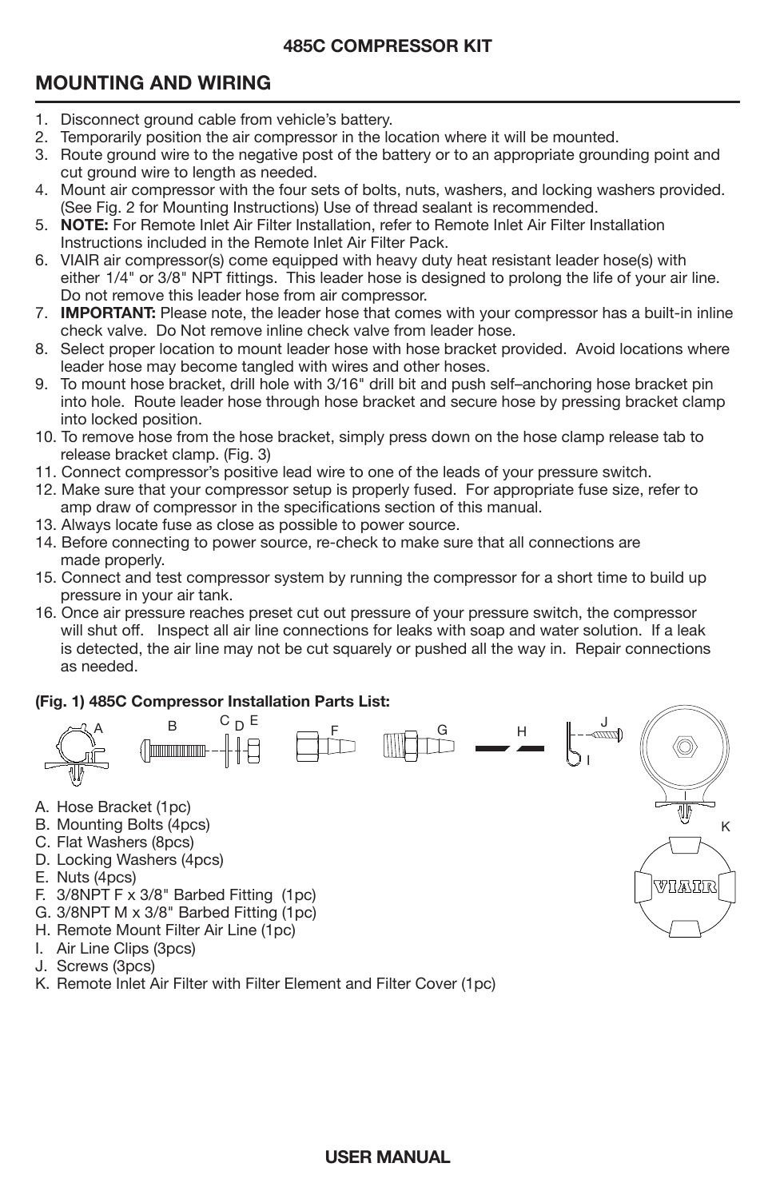## 485C COMPRESSOR KIT

# MOUNTING AND WIRING

1. Disconnect ground cable from vehicle's battery.
2. Temporarily position the air compressor in the location where it will be mounted.
3. Route ground wire to the negative post of the battery or to an appropriate grounding point and cut ground wire to length as needed.
4. Mount air compressor with the four sets of bolts, nuts, washers, and locking washers provided. (See Fig. 2 for Mounting Instructions) Use of thread sealant is recommended.
5. **NOTE:** For Remote Inlet Air Filter Installation, refer to Remote Inlet Air Filter Installation Instructions included in the Remote Inlet Air Filter Pack.
6. VIAIR air compressor(s) come equipped with heavy duty heat resistant leader hose(s) with either 1/4" or 3/8" NPT fittings. This leader hose is designed to prolong the life of your air line. Do not remove this leader hose from air compressor.
7. **IMPORTANT:** Please note, the leader hose that comes with your compressor has a built-in inline check valve. Do Not remove inline check valve from leader hose.
8. Select proper location to mount leader hose with hose bracket provided. Avoid locations where leader hose may become tangled with wires and other hoses.
9. To mount hose bracket, drill hole with 3/16" drill bit and push self–anchoring hose bracket pin into hole. Route leader hose through hose bracket and secure hose by pressing bracket clamp into locked position.
10. To remove hose from the hose bracket, simply press down on the hose clamp release tab to release bracket clamp. (Fig. 3)
11. Connect compressor's positive lead wire to one of the leads of your pressure switch.
12. Make sure that your compressor setup is properly fused. For appropriate fuse size, refer to amp draw of compressor in the specifications section of this manual.
13. Always locate fuse as close as possible to power source.
14. Before connecting to power source, re-check to make sure that all connections are made properly.
15. Connect and test compressor system by running the compressor for a short time to build up pressure in your air tank.
16. Once air pressure reaches preset cut out pressure of your pressure switch, the compressor will shut off. Inspect all air line connections for leaks with soap and water solution. If a leak is detected, the air line may not be cut squarely or pushed all the way in. Repair connections as needed.

**(Fig. 1) 485C Compressor Installation Parts List:**

A B C D E F G H J I K

A. Hose Bracket (1pc)
B. Mounting Bolts (4pcs)
C. Flat Washers (8pcs)
D. Locking Washers (4pcs)
E. Nuts (4pcs)
F. 3/8NPT F x 3/8" Barbed Fitting (1pc)
G. 3/8NPT M x 3/8" Barbed Fitting (1pc)
H. Remote Mount Filter Air Line (1pc)
I. Air Line Clips (3pcs)
J. Screws (3pcs)
K. Remote Inlet Air Filter with Filter Element and Filter Cover (1pc)

VIAIR

**USER MANUAL**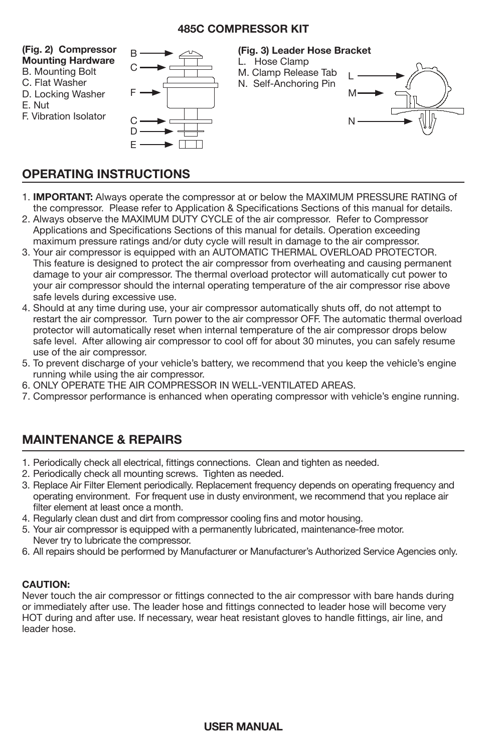**485C COMPRESSOR KIT**

**(Fig. 2) Compressor Mounting Hardware**
B. Mounting Bolt
C. Flat Washer
D. Locking Washer
E. Nut
F. Vibration Isolator

B
C
F
C
D
E

**(Fig. 3) Leader Hose Bracket**
L. Hose Clamp
M. Clamp Release Tab
N. Self-Anchoring Pin

L
M
N

## OPERATING INSTRUCTIONS

1. **IMPORTANT:** Always operate the compressor at or below the MAXIMUM PRESSURE RATING of the compressor. Please refer to Application & Specifications Sections of this manual for details.
2. Always observe the MAXIMUM DUTY CYCLE of the air compressor. Refer to Compressor Applications and Specifications Sections of this manual for details. Operation exceeding maximum pressure ratings and/or duty cycle will result in damage to the air compressor.
3. Your air compressor is equipped with an AUTOMATIC THERMAL OVERLOAD PROTECTOR. This feature is designed to protect the air compressor from overheating and causing permanent damage to your air compressor. The thermal overload protector will automatically cut power to your air compressor should the internal operating temperature of the air compressor rise above safe levels during excessive use.
4. Should at any time during use, your air compressor automatically shuts off, do not attempt to restart the air compressor. Turn power to the air compressor OFF. The automatic thermal overload protector will automatically reset when internal temperature of the air compressor drops below safe level. After allowing air compressor to cool off for about 30 minutes, you can safely resume use of the air compressor.
5. To prevent discharge of your vehicle's battery, we recommend that you keep the vehicle's engine running while using the air compressor.
6. ONLY OPERATE THE AIR COMPRESSOR IN WELL-VENTILATED AREAS.
7. Compressor performance is enhanced when operating compressor with vehicle's engine running.

## MAINTENANCE & REPAIRS

1. Periodically check all electrical, fittings connections. Clean and tighten as needed.
2. Periodically check all mounting screws. Tighten as needed.
3. Replace Air Filter Element periodically. Replacement frequency depends on operating frequency and operating environment. For frequent use in dusty environment, we recommend that you replace air filter element at least once a month.
4. Regularly clean dust and dirt from compressor cooling fins and motor housing.
5. Your air compressor is equipped with a permanently lubricated, maintenance-free motor. Never try to lubricate the compressor.
6. All repairs should be performed by Manufacturer or Manufacturer's Authorized Service Agencies only.

**CAUTION:**
Never touch the air compressor or fittings connected to the air compressor with bare hands during or immediately after use. The leader hose and fittings connected to leader hose will become very HOT during and after use. If necessary, wear heat resistant gloves to handle fittings, air line, and leader hose.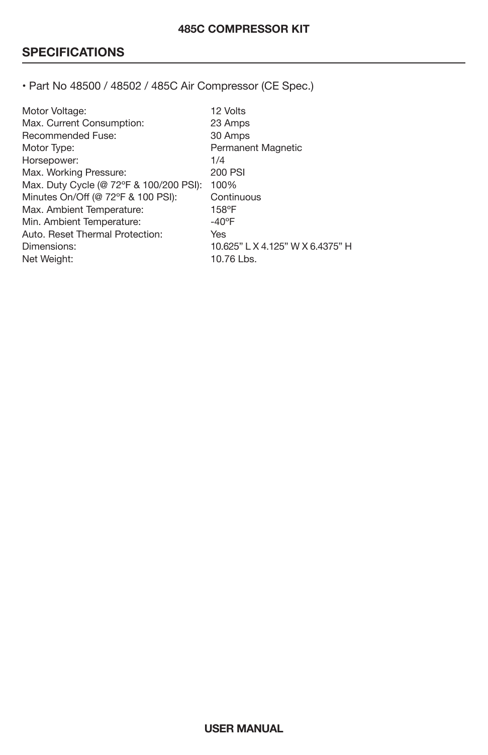## SPECIFICATIONS

- Part No 48500 / 48502 / 485C Air Compressor (CE Spec.)

| | |
|---|---|
| Motor Voltage: | 12 Volts |
| Max. Current Consumption: | 23 Amps |
| Recommended Fuse: | 30 Amps |
| Motor Type: | Permanent Magnetic |
| Horsepower: | 1/4 |
| Max. Working Pressure: | 200 PSI |
| Max. Duty Cycle (@ 72ºF & 100/200 PSI): | 100% |
| Minutes On/Off (@ 72ºF & 100 PSI): | Continuous |
| Max. Ambient Temperature: | 158ºF |
| Min. Ambient Temperature: | -40ºF |
| Auto. Reset Thermal Protection: | Yes |
| Dimensions: | 10.625” L X 4.125” W X 6.4375” H |
| Net Weight: | 10.76 Lbs. |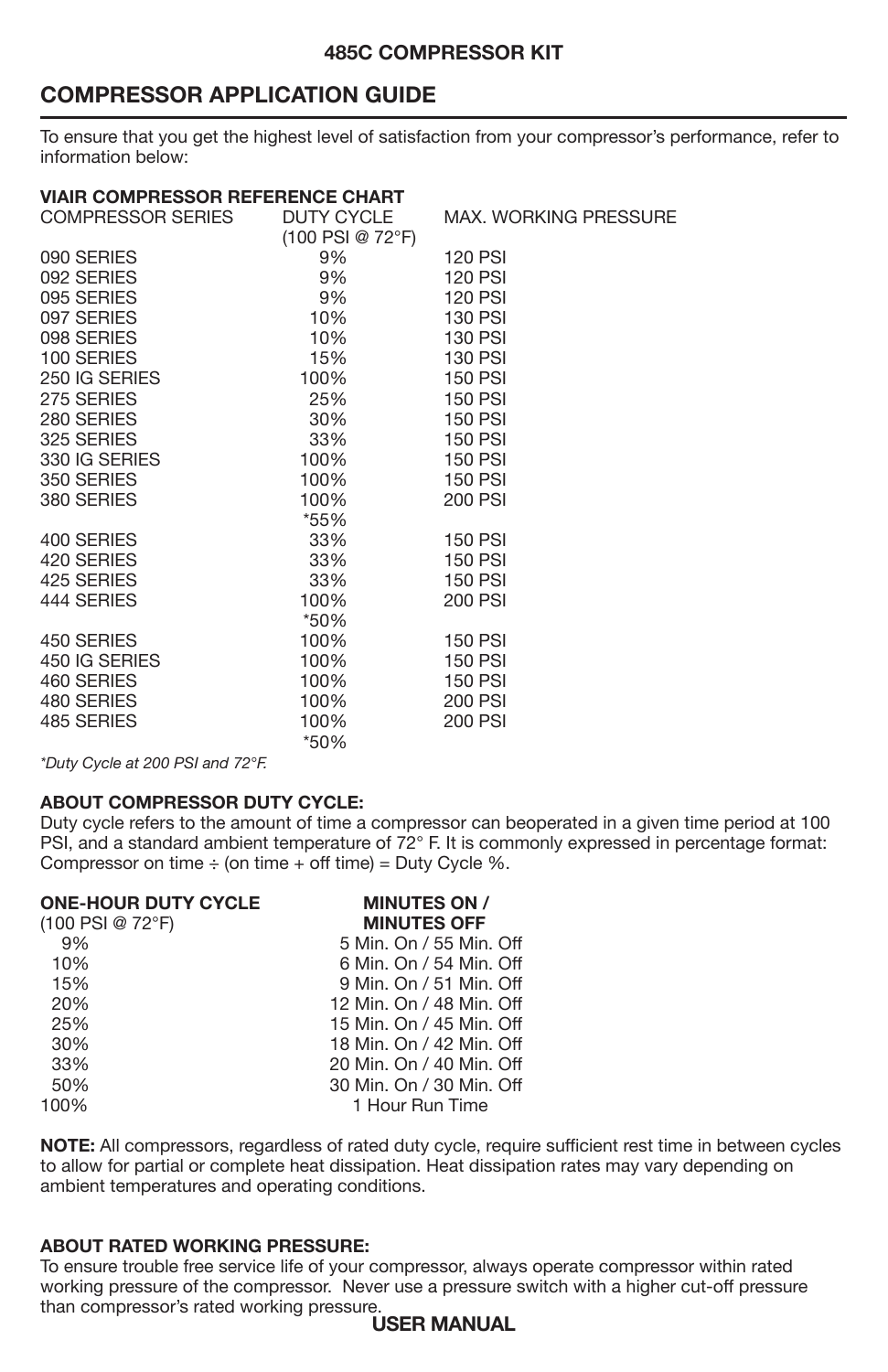## 485C COMPRESSOR KIT

## COMPRESSOR APPLICATION GUIDE

To ensure that you get the highest level of satisfaction from your compressor's performance, refer to information below:

### VIAIR COMPRESSOR REFERENCE CHART

| COMPRESSOR SERIES | DUTY CYCLE (100 PSI @ 72°F) | MAX. WORKING PRESSURE |
|---|---|---|
| 090 SERIES | 9% | 120 PSI |
| 092 SERIES | 9% | 120 PSI |
| 095 SERIES | 9% | 120 PSI |
| 097 SERIES | 10% | 130 PSI |
| 098 SERIES | 10% | 130 PSI |
| 100 SERIES | 15% | 130 PSI |
| 250 IG SERIES | 100% | 150 PSI |
| 275 SERIES | 25% | 150 PSI |
| 280 SERIES | 30% | 150 PSI |
| 325 SERIES | 33% | 150 PSI |
| 330 IG SERIES | 100% | 150 PSI |
| 350 SERIES | 100% | 150 PSI |
| 380 SERIES | 100% *55% | 200 PSI |
| 400 SERIES | 33% | 150 PSI |
| 420 SERIES | 33% | 150 PSI |
| 425 SERIES | 33% | 150 PSI |
| 444 SERIES | 100% *50% | 200 PSI |
| 450 SERIES | 100% | 150 PSI |
| 450 IG SERIES | 100% | 150 PSI |
| 460 SERIES | 100% | 150 PSI |
| 480 SERIES | 100% | 200 PSI |
| 485 SERIES | 100% *50% | 200 PSI |

*Duty Cycle at 200 PSI and 72°F.*

**ABOUT COMPRESSOR DUTY CYCLE:**

Duty cycle refers to the amount of time a compressor can beoperated in a given time period at 100 PSI, and a standard ambient temperature of 72° F. It is commonly expressed in percentage format: Compressor on time ÷ (on time + off time) = Duty Cycle %.

| ONE-HOUR DUTY CYCLE (100 PSI @ 72°F) | MINUTES ON / MINUTES OFF |
|---|---|
| 9% | 5 Min. On / 55 Min. Off |
| 10% | 6 Min. On / 54 Min. Off |
| 15% | 9 Min. On / 51 Min. Off |
| 20% | 12 Min. On / 48 Min. Off |
| 25% | 15 Min. On / 45 Min. Off |
| 30% | 18 Min. On / 42 Min. Off |
| 33% | 20 Min. On / 40 Min. Off |
| 50% | 30 Min. On / 30 Min. Off |
| 100% | 1 Hour Run Time |

**NOTE:** All compressors, regardless of rated duty cycle, require sufficient rest time in between cycles to allow for partial or complete heat dissipation. Heat dissipation rates may vary depending on ambient temperatures and operating conditions.

**ABOUT RATED WORKING PRESSURE:**

To ensure trouble free service life of your compressor, always operate compressor within rated working pressure of the compressor. Never use a pressure switch with a higher cut-off pressure than compressor's rated working pressure.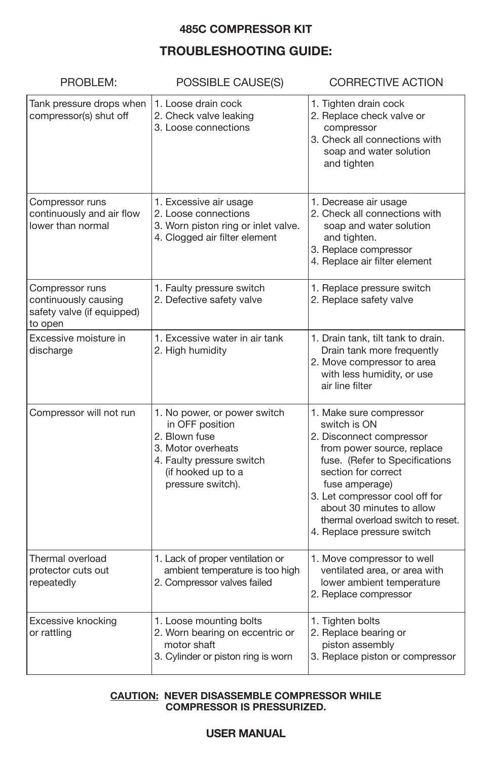## 485C COMPRESSOR KIT

## TROUBLESHOOTING GUIDE:

| PROBLEM: | POSSIBLE CAUSE(S) | CORRECTIVE ACTION |
|---|---|---|
| Tank pressure drops when compressor(s) shut off | 1. Loose drain cock<br>2. Check valve leaking<br>3. Loose connections | 1. Tighten drain cock<br>2. Replace check valve or compressor<br>3. Check all connections with soap and water solution and tighten |
| Compressor runs continuously and air flow lower than normal | 1. Excessive air usage<br>2. Loose connections<br>3. Worn piston ring or inlet valve.<br>4. Clogged air filter element | 1. Decrease air usage<br>2. Check all connections with soap and water solution and tighten.<br>3. Replace compressor<br>4. Replace air filter element |
| Compressor runs continuously causing safety valve (if equipped) to open | 1. Faulty pressure switch<br>2. Defective safety valve | 1. Replace pressure switch<br>2. Replace safety valve |
| Excessive moisture in discharge | 1. Excessive water in air tank<br>2. High humidity | 1. Drain tank, tilt tank to drain. Drain tank more frequently<br>2. Move compressor to area with less humidity, or use air line filter |
| Compressor will not run | 1. No power, or power switch in OFF position<br>2. Blown fuse<br>3. Motor overheats<br>4. Faulty pressure switch (if hooked up to a pressure switch). | 1. Make sure compressor switch is ON<br>2. Disconnect compressor from power source, replace fuse. (Refer to Specifications section for correct fuse amperage)<br>3. Let compressor cool off for about 30 minutes to allow thermal overload switch to reset.<br>4. Replace pressure switch |
| Thermal overload protector cuts out repeatedly | 1. Lack of proper ventilation or ambient temperature is too high<br>2. Compressor valves failed | 1. Move compressor to well ventilated area, or area with lower ambient temperature<br>2. Replace compressor |
| Excessive knocking or rattling | 1. Loose mounting bolts<br>2. Worn bearing on eccentric or motor shaft<br>3. Cylinder or piston ring is worn | 1. Tighten bolts<br>2. Replace bearing or piston assembly<br>3. Replace piston or compressor |

**CAUTION: NEVER DISASSEMBLE COMPRESSOR WHILE COMPRESSOR IS PRESSURIZED.**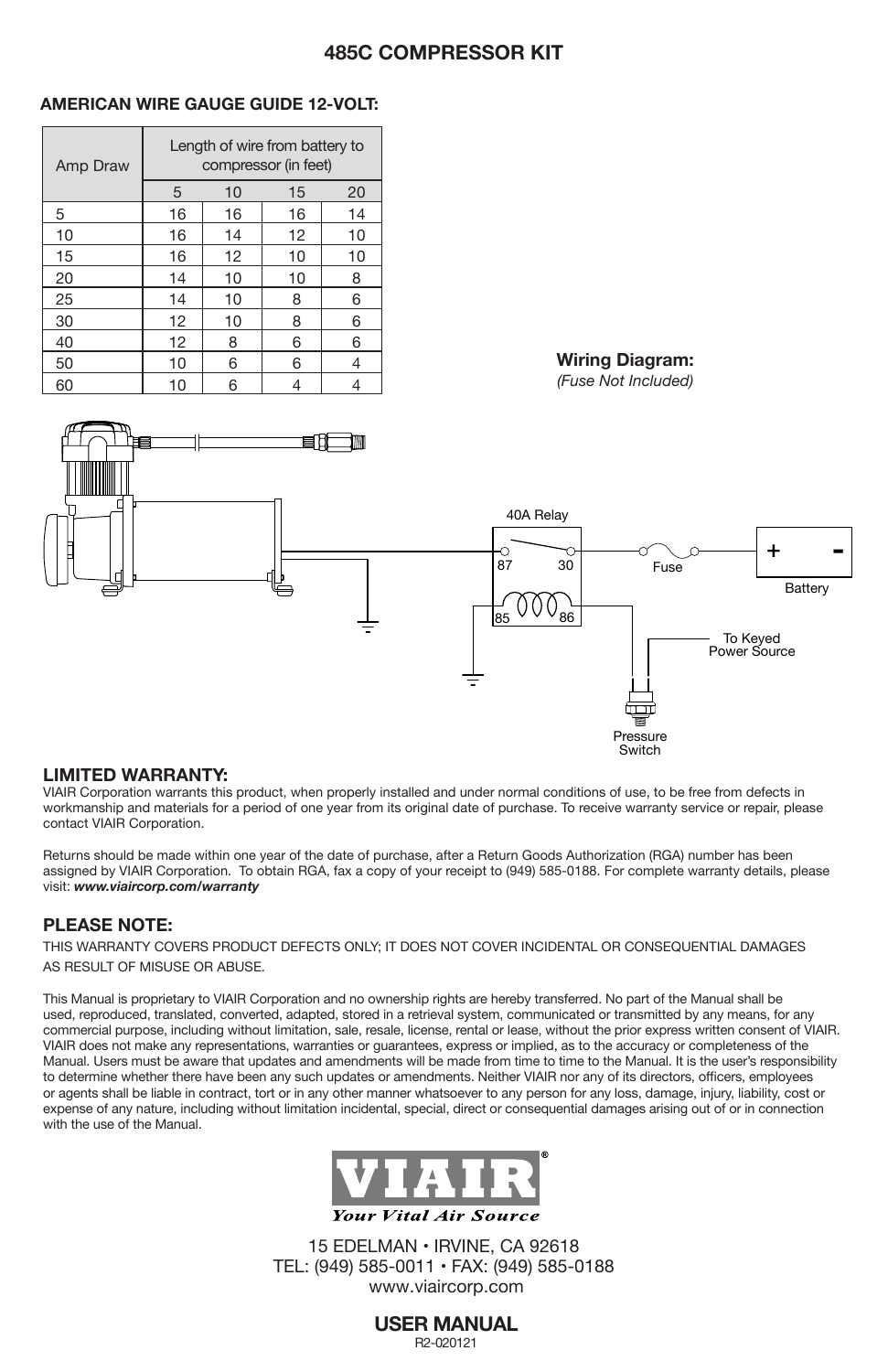# 485C COMPRESSOR KIT

### AMERICAN WIRE GAUGE GUIDE 12-VOLT:

| Amp Draw | Length of wire from battery to compressor (in feet) | | | |
|---|---|---|---|---|
| | 5 | 10 | 15 | 20 |
| 5 | 16 | 16 | 16 | 14 |
| 10 | 16 | 14 | 12 | 10 |
| 15 | 16 | 12 | 10 | 10 |
| 20 | 14 | 10 | 10 | 8 |
| 25 | 14 | 10 | 8 | 6 |
| 30 | 12 | 10 | 8 | 6 |
| 40 | 12 | 8 | 6 | 6 |
| 50 | 10 | 6 | 6 | 4 |
| 60 | 10 | 6 | 4 | 4 |

**Wiring Diagram:**
*(Fuse Not Included)*

40A Relay
87
30
85
86
Fuse
+
-
Battery
To Keyed Power Source
Pressure Switch

### LIMITED WARRANTY:

VIAIR Corporation warrants this product, when properly installed and under normal conditions of use, to be free from defects in workmanship and materials for a period of one year from its original date of purchase. To receive warranty service or repair, please contact VIAIR Corporation.

Returns should be made within one year of the date of purchase, after a Return Goods Authorization (RGA) number has been assigned by VIAIR Corporation. To obtain RGA, fax a copy of your receipt to (949) 585-0188. For complete warranty details, please visit: ***www.viaircorp.com/warranty***

### PLEASE NOTE:

THIS WARRANTY COVERS PRODUCT DEFECTS ONLY; IT DOES NOT COVER INCIDENTAL OR CONSEQUENTIAL DAMAGES AS RESULT OF MISUSE OR ABUSE.

This Manual is proprietary to VIAIR Corporation and no ownership rights are hereby transferred. No part of the Manual shall be used, reproduced, translated, converted, adapted, stored in a retrieval system, communicated or transmitted by any means, for any commercial purpose, including without limitation, sale, resale, license, rental or lease, without the prior express written consent of VIAIR. VIAIR does not make any representations, warranties or guarantees, express or implied, as to the accuracy or completeness of the Manual. Users must be aware that updates and amendments will be made from time to time to the Manual. It is the user's responsibility to determine whether there have been any such updates or amendments. Neither VIAIR nor any of its directors, officers, employees or agents shall be liable in contract, tort or in any other manner whatsoever to any person for any loss, damage, injury, liability, cost or expense of any nature, including without limitation incidental, special, direct or consequential damages arising out of or in connection with the use of the Manual.

VIAIR®
*Your Vital Air Source*

15 EDELMAN • IRVINE, CA 92618
TEL: (949) 585-0011 • FAX: (949) 585-0188
www.viaircorp.com

**USER MANUAL**

R2-020121